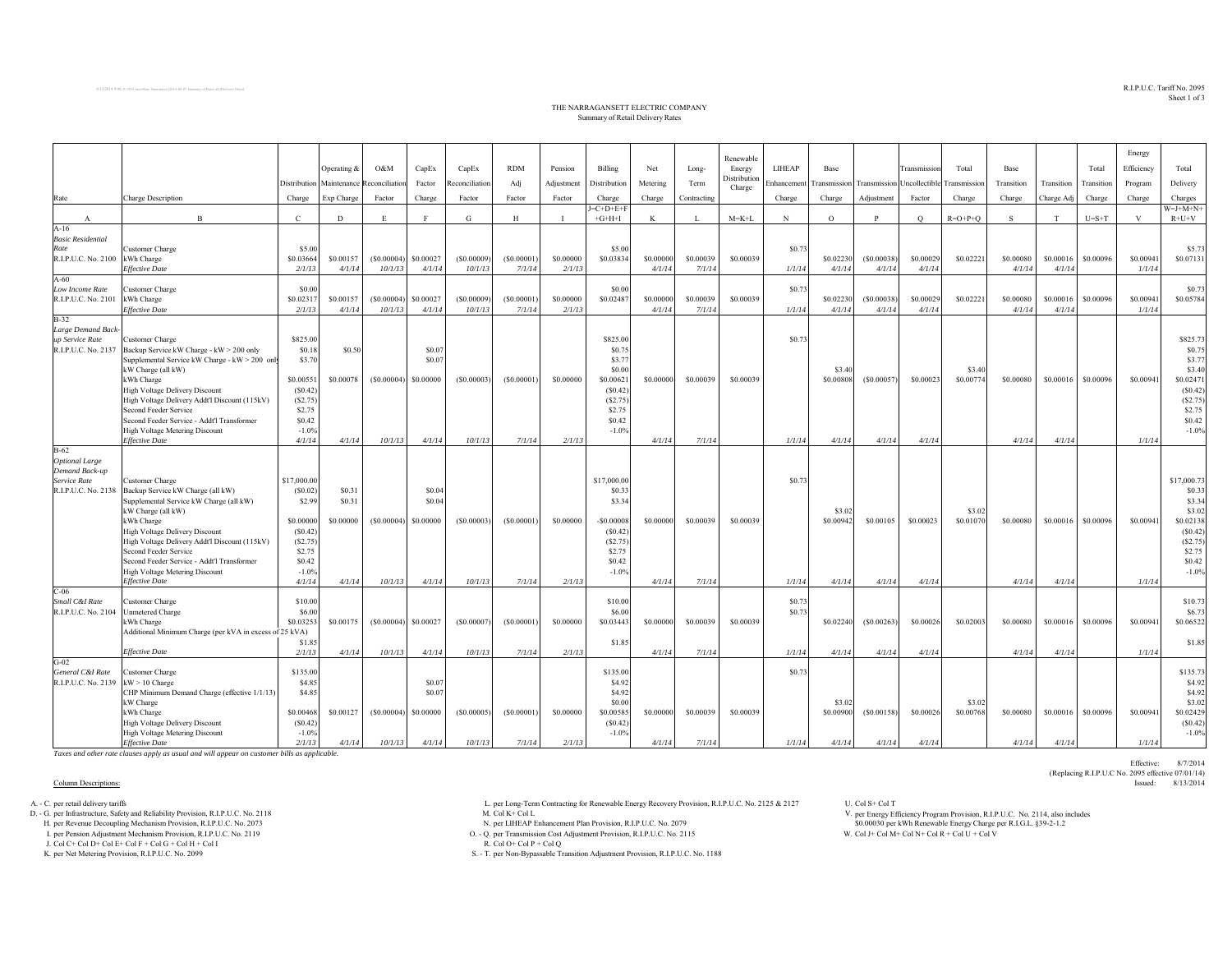R.I.P.U.C. Tariff No. 2095
Sheet 1 of 3

# THE NARRAGANSETT ELECTRIC COMPANY
## Summary of Retail Delivery Rates

| Rate | Charge Description | Distribution Charge | Operating & Maintenance Exp Charge | O&M Reconciliation Factor | CapEx Factor Charge | CapEx Reconciliation Factor | RDM Adj Factor | Pension Adjustment Factor | Billing Distribution Charge | Net Metering Charge | Long-Term Contracting | Renewable Energy Distribution Charge | LIHEAP Enhancement Charge | Base Transmission Charge | Transmission Adjustment | Transmission Uncollectible Factor | Total Transmission Charge | Base Transition Charge | Transition Charge Adj | Total Transition Charge | Energy Efficiency Program Charge | Total Delivery Charges |
|---|---|---|---|---|---|---|---|---|---|---|---|---|---|---|---|---|---|---|---|---|---|---|
| A | B | C | D | E | F | G | H | I | J=C+D+E+F+G+H+I | K | L | M=K+L | N | O | P | Q | R=O+P+Q | S | T | U=S+T | V | W=J+M+N+R+U+V |
| A-16 *Basic Residential Rate* R.I.P.U.C. No. 2100 | Customer Charge | $5.00 | | | | | | | $5.00 | | | | $0.73 | | | | | | | | | $5.73 |
| | kWh Charge | $0.03664 | $0.00157 | ($0.00004) | $0.00027 | ($0.00009) | ($0.00001) | $0.00000 | $0.03834 | $0.00000 | $0.00039 | $0.00039 | | $0.02230 | ($0.00038) | $0.00029 | $0.02221 | $0.00080 | $0.00016 | $0.00096 | $0.00941 | $0.07131 |
| | *Effective Date* | *2/1/13* | *4/1/14* | *10/1/13* | *4/1/14* | *10/1/13* | *7/1/14* | *2/1/13* | | *4/1/14* | *7/1/14* | | *1/1/14* | *4/1/14* | *4/1/14* | *4/1/14* | | *4/1/14* | *4/1/14* | | *1/1/14* | |
| A-60 *Low Income Rate* R.I.P.U.C. No. 2101 | Customer Charge | $0.00 | | | | | | | $0.00 | | | | $0.73 | | | | | | | | | $0.73 |
| | kWh Charge | $0.02317 | $0.00157 | ($0.00004) | $0.00027 | ($0.00009) | ($0.00001) | $0.00000 | $0.02487 | $0.00000 | $0.00039 | $0.00039 | | $0.02230 | ($0.00038) | $0.00029 | $0.02221 | $0.00080 | $0.00016 | $0.00096 | $0.00941 | $0.05784 |
| | *Effective Date* | *2/1/13* | *4/1/14* | *10/1/13* | *4/1/14* | *10/1/13* | *7/1/14* | *2/1/13* | | *4/1/14* | *7/1/14* | | *1/1/14* | *4/1/14* | *4/1/14* | *4/1/14* | | *4/1/14* | *4/1/14* | | *1/1/14* | |
| B-32 *Large Demand Back-up Service Rate* R.I.P.U.C. No. 2137 | Customer Charge | $825.00 | | | | | | | $825.00 | | | | $0.73 | | | | | | | | | $825.73 |
| | Backup Service kW Charge - kW > 200 only | $0.18 | $0.50 | | $0.07 | | | | $0.75 | | | | | | | | | | | | | $0.75 |
| | Supplemental Service kW Charge - kW > 200 only | $3.70 | | | $0.07 | | | | $3.77 | | | | | | | | | | | | | $3.77 |
| | kW Charge (all kW) | | | | | | | | $0.00 | | | | | $3.40 | | | $3.40 | | | | | $3.40 |
| | kWh Charge | $0.00551 | $0.00078 | ($0.00004) | $0.00000 | ($0.00003) | ($0.00001) | $0.00000 | $0.00621 | $0.00000 | $0.00039 | $0.00039 | | $0.00808 | ($0.00057) | $0.00023 | $0.00774 | $0.00080 | $0.00016 | $0.00096 | $0.00941 | $0.02471 |
| | High Voltage Delivery Discount | ($0.42) | | | | | | | ($0.42) | | | | | | | | | | | | | ($0.42) |
| | High Voltage Delivery Addt'l Discount (115kV) | ($2.75) | | | | | | | ($2.75) | | | | | | | | | | | | | ($2.75) |
| | Second Feeder Service | $2.75 | | | | | | | $2.75 | | | | | | | | | | | | | $2.75 |
| | Second Feeder Service - Addt'l Transformer | $0.42 | | | | | | | $0.42 | | | | | | | | | | | | | $0.42 |
| | High Voltage Metering Discount | -1.0% | | | | | | | -1.0% | | | | | | | | | | | | | -1.0% |
| | *Effective Date* | *4/1/14* | *4/1/14* | *10/1/13* | *4/1/14* | *10/1/13* | *7/1/14* | *2/1/13* | | *4/1/14* | *7/1/14* | | *1/1/14* | *4/1/14* | *4/1/14* | *4/1/14* | | *4/1/14* | *4/1/14* | | *1/1/14* | |
| B-62 *Optional Large Demand Back-up Service Rate* R.I.P.U.C. No. 2138 | Customer Charge | $17,000.00 | | | | | | | $17,000.00 | | | | $0.73 | | | | | | | | | $17,000.73 |
| | Backup Service kW Charge (all kW) | ($0.02) | $0.31 | | $0.04 | | | | $0.33 | | | | | | | | | | | | | $0.33 |
| | Supplemental Service kW Charge (all kW) | $2.99 | $0.31 | | $0.04 | | | | $3.34 | | | | | | | | | | | | | $3.34 |
| | kW Charge (all kW) | | | | | | | | | | | | | $3.02 | | | $3.02 | | | | | $3.02 |
| | kWh Charge | $0.00000 | $0.00000 | ($0.00004) | $0.00000 | ($0.00003) | ($0.00001) | $0.00000 | -$0.00008 | $0.00000 | $0.00039 | $0.00039 | | $0.00942 | $0.00105 | $0.00023 | $0.01070 | $0.00080 | $0.00016 | $0.00096 | $0.00941 | $0.02138 |
| | High Voltage Delivery Discount | ($0.42) | | | | | | | ($0.42) | | | | | | | | | | | | | ($0.42) |
| | High Voltage Delivery Addt'l Discount (115kV) | ($2.75) | | | | | | | ($2.75) | | | | | | | | | | | | | ($2.75) |
| | Second Feeder Service | $2.75 | | | | | | | $2.75 | | | | | | | | | | | | | $2.75 |
| | Second Feeder Service - Addt'l Transformer | $0.42 | | | | | | | $0.42 | | | | | | | | | | | | | $0.42 |
| | High Voltage Metering Discount | -1.0% | | | | | | | -1.0% | | | | | | | | | | | | | -1.0% |
| | *Effective Date* | *4/1/14* | *4/1/14* | *10/1/13* | *4/1/14* | *10/1/13* | *7/1/14* | *2/1/13* | | *4/1/14* | *7/1/14* | | *1/1/14* | *4/1/14* | *4/1/14* | *4/1/14* | | *4/1/14* | *4/1/14* | | *1/1/14* | |
| C-06 *Small C&I Rate* R.I.P.U.C. No. 2104 | Customer Charge | $10.00 | | | | | | | $10.00 | | | | $0.73 | | | | | | | | | $10.73 |
| | Unmetered Charge | $6.00 | | | | | | | $6.00 | | | | $0.73 | | | | | | | | | $6.73 |
| | kWh Charge | $0.03253 | $0.00175 | ($0.00004) | $0.00027 | ($0.00007) | ($0.00001) | $0.00000 | $0.03443 | $0.00000 | $0.00039 | $0.00039 | | $0.02240 | ($0.00263) | $0.00026 | $0.02003 | $0.00080 | $0.00016 | $0.00096 | $0.00941 | $0.06522 |
| | Additional Minimum Charge (per kVA in excess of 25 kVA) | $1.85 | | | | | | | $1.85 | | | | | | | | | | | | | $1.85 |
| | *Effective Date* | *2/1/13* | *4/1/14* | *10/1/13* | *4/1/14* | *10/1/13* | *7/1/14* | *2/1/13* | | *4/1/14* | *7/1/14* | | *1/1/14* | *4/1/14* | *4/1/14* | *4/1/14* | | *4/1/14* | *4/1/14* | | *1/1/14* | |
| G-02 *General C&I Rate* R.I.P.U.C. No. 2139 | Customer Charge | $135.00 | | | | | | | $135.00 | | | | $0.73 | | | | | | | | | $135.73 |
| | kW > 10 Charge | $4.85 | | | $0.07 | | | | $4.92 | | | | | | | | | | | | | $4.92 |
| | CHP Minimum Demand Charge (effective 1/1/13) | $4.85 | | | $0.07 | | | | $4.92 | | | | | | | | | | | | | $4.92 |
| | kW Charge | | | | | | | | $0.00 | | | | | $3.02 | | | $3.02 | | | | | $3.02 |
| | kWh Charge | $0.00468 | $0.00127 | ($0.00004) | $0.00000 | ($0.00005) | ($0.00001) | $0.00000 | $0.00585 | $0.00000 | $0.00039 | $0.00039 | | $0.00900 | ($0.00158) | $0.00026 | $0.00768 | $0.00080 | $0.00016 | $0.00096 | $0.00941 | $0.02429 |
| | High Voltage Delivery Discount | ($0.42) | | | | | | | ($0.42) | | | | | | | | | | | | | ($0.42) |
| | High Voltage Metering Discount | -1.0% | | | | | | | -1.0% | | | | | | | | | | | | | -1.0% |
| | *Effective Date* | *2/1/13* | *4/1/14* | *10/1/13* | *4/1/14* | *10/1/13* | *7/1/14* | *2/1/13* | | *4/1/14* | *7/1/14* | | *1/1/14* | *4/1/14* | *4/1/14* | *4/1/14* | | *4/1/14* | *4/1/14* | | *1/1/14* | |

*Taxes and other rate clauses apply as usual and will appear on customer bills as applicable.*

Effective: 8/7/2014
(Replacing R.I.P.U.C No. 2095 effective 07/01/14)
Issued: 8/13/2014

Column Descriptions:

A. - C. per retail delivery tariffs
D. - G. per Infrastructure, Safety and Reliability Provision, R.I.P.U.C. No. 2118
H. per Revenue Decoupling Mechanism Provision, R.I.P.U.C. No. 2073
I. per Pension Adjustment Mechanism Provision, R.I.P.U.C. No. 2119
J. Col C+ Col D+ Col E+ Col F + Col G + Col H + Col I
K. per Net Metering Provision, R.I.P.U.C. No. 2099
L. per Long-Term Contracting for Renewable Energy Recovery Provision, R.I.P.U.C. No. 2125 & 2127
M. Col K+ Col L
N. per LIHEAP Enhancement Plan Provision, R.I.P.U.C. No. 2079
O. - Q. per Transmission Cost Adjustment Provision, R.I.P.U.C. No. 2115
R. Col O+ Col P + Col Q
S. - T. per Non-Bypassable Transition Adjustment Provision, R.I.P.U.C. No. 1188
U. Col S+ Col T
V. per Energy Efficiency Program Provision, R.I.P.U.C. No. 2114, also includes $0.00030 per kWh Renewable Energy Charge per R.I.G.L. §39-2-1.2
W. Col J+ Col M+ Col N+ Col R + Col U + Col V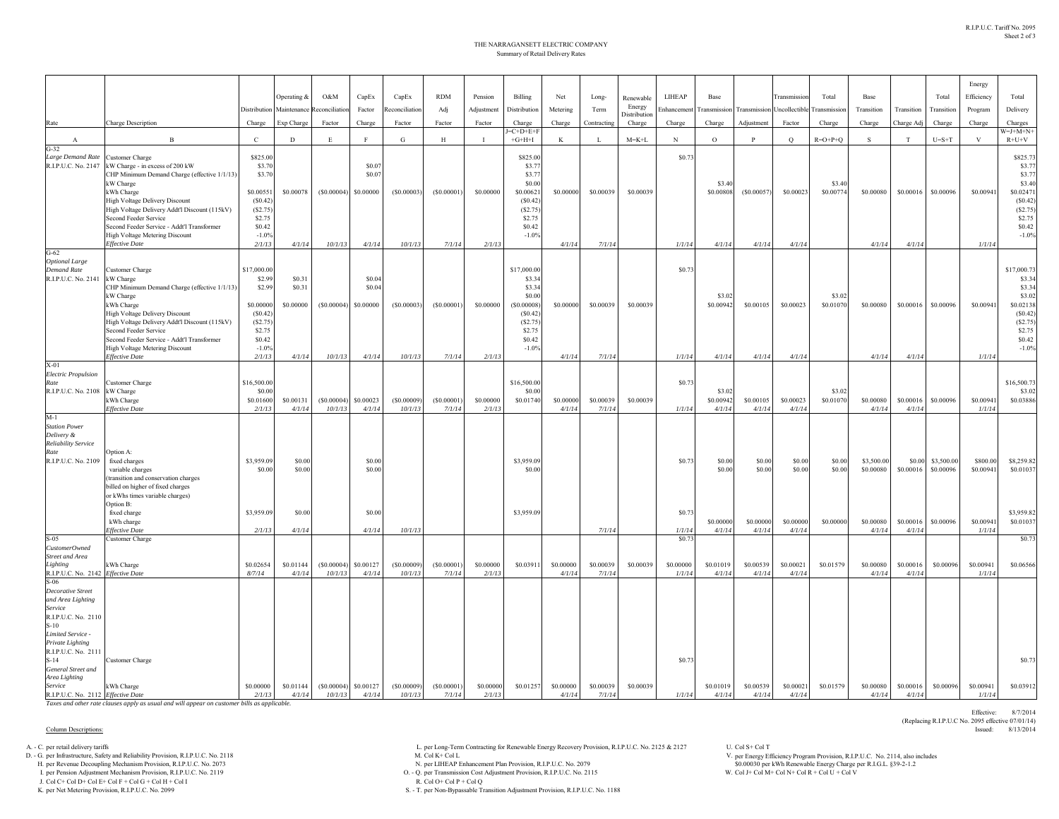R.I.P.U.C. Tariff No. 2095
Sheet 2 of 3

# THE NARRAGANSETT ELECTRIC COMPANY

## Summary of Retail Delivery Rates

| Rate | Charge Description | Distribution Charge | Operating & Maintenance Exp Charge | O&M Reconciliation Factor | CapEx Factor Charge | CapEx Reconciliation Factor | RDM Adj Factor | Pension Adjustment Factor | Billing Distribution Charge | Net Metering Charge | Long-Term Contracting | Renewable Energy Distribution Charge | LIHEAP Enhancement Charge | Base Transmission Charge | Transmission Adjustment | Transmission Uncollectible Factor | Total Transmission Charge | Base Transition Charge | Transition Charge Adj | Total Transition Charge | Energy Efficiency Program Charge | Total Delivery Charges |
|---|---|---|---|---|---|---|---|---|---|---|---|---|---|---|---|---|---|---|---|---|---|---|
| A | B | C | D | E | F | G | H | I | J=C+D+E+F+G+H+I | K | L | M=K+L | N | O | P | Q | R=O+P+Q | S | T | U=S+T | V | W=J+M+N+R+U+V |
| G-32 | | | | | | | | | | | | | | | | | | | | | | |
| *Large Demand Rate* | Customer Charge | $825.00 | | | | | | | $825.00 | | | | $0.73 | | | | | | | | | $825.73 |
| R.I.P.U.C. No. 2147 | kW Charge - in excess of 200 kW | $3.70 | | | $0.07 | | | | $3.77 | | | | | | | | | | | | | $3.77 |
| | CHP Minimum Demand Charge (effective 1/1/13) | $3.70 | | | $0.07 | | | | $3.77 | | | | | | | | | | | | | $3.77 |
| | kW Charge | | | | | | | | $0.00 | | | | | $3.40 | | | $3.40 | | | | | $3.40 |
| | kWh Charge | $0.00551 | $0.00078 | ($0.00004) | $0.00000 | ($0.00003) | ($0.00001) | $0.00000 | $0.00621 | $0.00000 | $0.00039 | $0.00039 | | $0.00808 | ($0.00057) | $0.00023 | $0.00774 | $0.00080 | $0.00016 | $0.00096 | $0.00941 | $0.02471 |
| | High Voltage Delivery Discount | ($0.42) | | | | | | | ($0.42) | | | | | | | | | | | | | ($0.42) |
| | High Voltage Delivery Addt'l Discount (115kV) | ($2.75) | | | | | | | ($2.75) | | | | | | | | | | | | | ($2.75) |
| | Second Feeder Service | $2.75 | | | | | | | $2.75 | | | | | | | | | | | | | $2.75 |
| | Second Feeder Service - Addt'l Transformer | $0.42 | | | | | | | $0.42 | | | | | | | | | | | | | $0.42 |
| | High Voltage Metering Discount | -1.0% | | | | | | | -1.0% | | | | | | | | | | | | | -1.0% |
| | *Effective Date* | *2/1/13* | *4/1/14* | *10/1/13* | *4/1/14* | *10/1/13* | *7/1/14* | *2/1/13* | | *4/1/14* | *7/1/14* | | *1/1/14* | *4/1/14* | *4/1/14* | *4/1/14* | | *4/1/14* | *4/1/14* | | *1/1/14* | |
| G-62 | | | | | | | | | | | | | | | | | | | | | | |
| *Optional Large Demand Rate* | Customer Charge | $17,000.00 | | | | | | | $17,000.00 | | | | $0.73 | | | | | | | | | $17,000.73 |
| R.I.P.U.C. No. 2141 | kW Charge | $2.99 | $0.31 | | $0.04 | | | | $3.34 | | | | | | | | | | | | | $3.34 |
| | CHP Minimum Demand Charge (effective 1/1/13) | $2.99 | $0.31 | | $0.04 | | | | $3.34 | | | | | | | | | | | | | $3.34 |
| | kW Charge | | | | | | | | $0.00 | | | | | $3.02 | | | $3.02 | | | | | $3.02 |
| | kWh Charge | $0.00000 | $0.00000 | ($0.00004) | $0.00000 | ($0.00003) | ($0.00001) | $0.00000 | ($0.00008) | $0.00000 | $0.00039 | $0.00039 | | $0.00942 | $0.00105 | $0.00023 | $0.01070 | $0.00080 | $0.00016 | $0.00096 | $0.00941 | $0.02138 |
| | High Voltage Delivery Discount | ($0.42) | | | | | | | ($0.42) | | | | | | | | | | | | | ($0.42) |
| | High Voltage Delivery Addt'l Discount (115kV) | ($2.75) | | | | | | | ($2.75) | | | | | | | | | | | | | ($2.75) |
| | Second Feeder Service | $2.75 | | | | | | | $2.75 | | | | | | | | | | | | | $2.75 |
| | Second Feeder Service - Addt'l Transformer | $0.42 | | | | | | | $0.42 | | | | | | | | | | | | | $0.42 |
| | High Voltage Metering Discount | -1.0% | | | | | | | -1.0% | | | | | | | | | | | | | -1.0% |
| | *Effective Date* | *2/1/13* | *4/1/14* | *10/1/13* | *4/1/14* | *10/1/13* | *7/1/14* | *2/1/13* | | *4/1/14* | *7/1/14* | | *1/1/14* | *4/1/14* | *4/1/14* | *4/1/14* | | *4/1/14* | *4/1/14* | | *1/1/14* | |
| X-01 | | | | | | | | | | | | | | | | | | | | | | |
| *Electric Propulsion Rate* | Customer Charge | $16,500.00 | | | | | | | $16,500.00 | | | | $0.73 | | | | | | | | | $16,500.73 |
| R.I.P.U.C. No. 2108 | kW Charge | $0.00 | | | | | | | $0.00 | | | | | $3.02 | | | $3.02 | | | | | $3.02 |
| | kWh Charge | $0.01600 | $0.00131 | ($0.00004) | $0.00023 | ($0.00009) | ($0.00001) | $0.00000 | $0.01740 | $0.00000 | $0.00039 | $0.00039 | | $0.00942 | $0.00105 | $0.00023 | $0.01070 | $0.00080 | $0.00016 | $0.00096 | $0.00941 | $0.03886 |
| | *Effective Date* | *2/1/13* | *4/1/14* | *10/1/13* | *4/1/14* | *10/1/13* | *7/1/14* | *2/1/13* | | *4/1/14* | *7/1/14* | | *1/1/14* | *4/1/14* | *4/1/14* | *4/1/14* | | *4/1/14* | *4/1/14* | | *1/1/14* | |
| M-1 | | | | | | | | | | | | | | | | | | | | | | |
| *Station Power Delivery & Reliability Service Rate* | Option A: | | | | | | | | | | | | | | | | | | | | | |
| R.I.P.U.C. No. 2109 | fixed charges | $3,959.09 | $0.00 | | $0.00 | | | | $3,959.09 | | | | $0.73 | $0.00 | $0.00 | $0.00 | $0.00 | $3,500.00 | $0.00 | $3,500.00 | $800.00 | $8,259.82 |
| | variable charges | $0.00 | $0.00 | | $0.00 | | | | $0.00 | | | | | $0.00 | $0.00 | $0.00 | $0.00 | $0.00080 | $0.00016 | $0.00096 | $0.00941 | $0.01037 |
| | (transition and conservation charges billed on higher of fixed charges or kWhs times variable charges) | | | | | | | | | | | | | | | | | | | | | |
| | Option B: | | | | | | | | | | | | | | | | | | | | | |
| | fixed charge | $3,959.09 | $0.00 | | $0.00 | | | | $3,959.09 | | | | $0.73 | | | | | | | | | $3,959.82 |
| | kWh charge | | | | | | | | | | | | | $0.00000 | $0.00000 | $0.00000 | $0.00000 | $0.00080 | $0.00016 | $0.00096 | $0.00941 | $0.01037 |
| | *Effective Date* | *2/1/13* | *4/1/14* | | *4/1/14* | *10/1/13* | | | | | *7/1/14* | | *1/1/14* | *4/1/14* | *4/1/14* | *4/1/14* | | *4/1/14* | *4/1/14* | | *1/1/14* | |
| S-05 | Customer Charge | | | | | | | | | | | | $0.73 | | | | | | | | | $0.73 |
| *CustomerOwned Street and Area Lighting* | kWh Charge | $0.02654 | $0.01144 | ($0.00004) | $0.00127 | ($0.00009) | ($0.00001) | $0.00000 | $0.03911 | $0.00000 | $0.00039 | $0.00039 | $0.00000 | $0.01019 | $0.00539 | $0.00021 | $0.01579 | $0.00080 | $0.00016 | $0.00096 | $0.00941 | $0.06566 |
| R.I.P.U.C. No. 2142 | *Effective Date* | *8/7/14* | *4/1/14* | *10/1/13* | *4/1/14* | *10/1/13* | *7/1/14* | *2/1/13* | | *4/1/14* | *7/1/14* | | *1/1/14* | *4/1/14* | *4/1/14* | *4/1/14* | | *4/1/14* | *4/1/14* | | *1/1/14* | |
| S-06 *Decorative Street and Area Lighting Service* R.I.P.U.C. No. 2110 S-10 *Limited Service - Private Lighting* R.I.P.U.C. No. 2111 S-14 | Customer Charge | | | | | | | | | | | | $0.73 | | | | | | | | | $0.73 |
| *General Street and Area Lighting Service* | kWh Charge | $0.00000 | $0.01144 | ($0.00004) | $0.00127 | ($0.00009) | ($0.00001) | $0.00000 | $0.01257 | $0.00000 | $0.00039 | $0.00039 | | $0.01019 | $0.00539 | $0.00021 | $0.01579 | $0.00080 | $0.00016 | $0.00096 | $0.00941 | $0.03912 |
| R.I.P.U.C. No. 2112 | *Effective Date* | *2/1/13* | *4/1/14* | *10/1/13* | *4/1/14* | *10/1/13* | *7/1/14* | *2/1/13* | | *4/1/14* | *7/1/14* | | *1/1/14* | *4/1/14* | *4/1/14* | *4/1/14* | | *4/1/14* | *4/1/14* | | *1/1/14* | |

*Taxes and other rate clauses apply as usual and will appear on customer bills as applicable.*

Effective: 8/7/2014
(Replacing R.I.P.U.C No. 2095 effective 07/01/14)
Issued: 8/13/2014

Column Descriptions:

A. - C. per retail delivery tariffs
D. - G. per Infrastructure, Safety and Reliability Provision, R.I.P.U.C. No. 2118
H. per Revenue Decoupling Mechanism Provision, R.I.P.U.C. No. 2073
I. per Pension Adjustment Mechanism Provision, R.I.P.U.C. No. 2119
J. Col C+ Col D+ Col E+ Col F + Col G + Col H + Col I
K. per Net Metering Provision, R.I.P.U.C. No. 2099
L. per Long-Term Contracting for Renewable Energy Recovery Provision, R.I.P.U.C. No. 2125 & 2127
M. Col K+ Col L
N. per LIHEAP Enhancement Plan Provision, R.I.P.U.C. No. 2079
O. - Q. per Transmission Cost Adjustment Provision, R.I.P.U.C. No. 2115
R. Col O+ Col P + Col Q
S. - T. per Non-Bypassable Transition Adjustment Provision, R.I.P.U.C. No. 1188
U. Col S+ Col T
V. per Energy Efficiency Program Provision, R.I.P.U.C. No. 2114, also includes $0.00030 per kWh Renewable Energy Charge per R.I.G.L. §39-2-1.2
W. Col J+ Col M+ Col N+ Col R + Col U + Col V